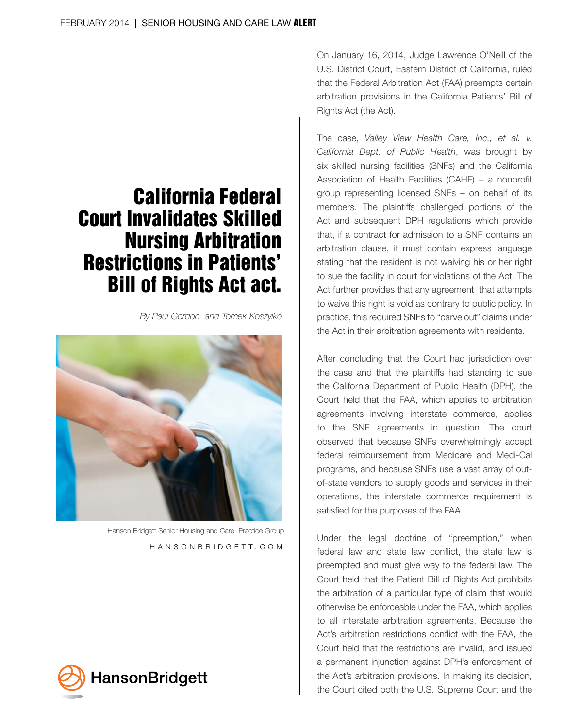# California Federal Court Invalidates Skilled Nursing Arbitration Restrictions in Patients' Bill of Rights Act act.

*By Paul Gordon and Tomek Koszylko*

Hanson Bridgett Senior Housing and Care Practice Group

HANSONBRIDGETT.COM

On January 16, 2014, Judge Lawrence O'Neill of the U.S. District Court, Eastern District of California, ruled that the Federal Arbitration Act (FAA) preempts certain arbitration provisions in the California Patients' Bill of Rights Act (the Act).

The case, *Valley View Health Care, Inc., et al. v. California Dept. of Public Health*, was brought by six skilled nursing facilities (SNFs) and the California Association of Health Facilities (CAHF) – a nonprofit group representing licensed SNFs – on behalf of its members. The plaintiffs challenged portions of the Act and subsequent DPH regulations which provide that, if a contract for admission to a SNF contains an arbitration clause, it must contain express language stating that the resident is not waiving his or her right to sue the facility in court for violations of the Act. The Act further provides that any agreement that attempts to waive this right is void as contrary to public policy. In practice, this required SNFs to "carve out" claims under the Act in their arbitration agreements with residents.

After concluding that the Court had jurisdiction over the case and that the plaintiffs had standing to sue the California Department of Public Health (DPH), the Court held that the FAA, which applies to arbitration agreements involving interstate commerce, applies to the SNF agreements in question. The court observed that because SNFs overwhelmingly accept federal reimbursement from Medicare and Medi-Cal programs, and because SNFs use a vast array of out-of-state vendors to supply goods and services in their operations, the interstate commerce requirement is satisfied for the purposes of the FAA.

Under the legal doctrine of "preemption," when federal law and state law conflict, the state law is preempted and must give way to the federal law. The Court held that the Patient Bill of Rights Act prohibits the arbitration of a particular type of claim that would otherwise be enforceable under the FAA, which applies to all interstate arbitration agreements. Because the Act's arbitration restrictions conflict with the FAA, the Court held that the restrictions are invalid, and issued a permanent injunction against DPH's enforcement of the Act's arbitration provisions. In making its decision, the Court cited both the U.S. Supreme Court and the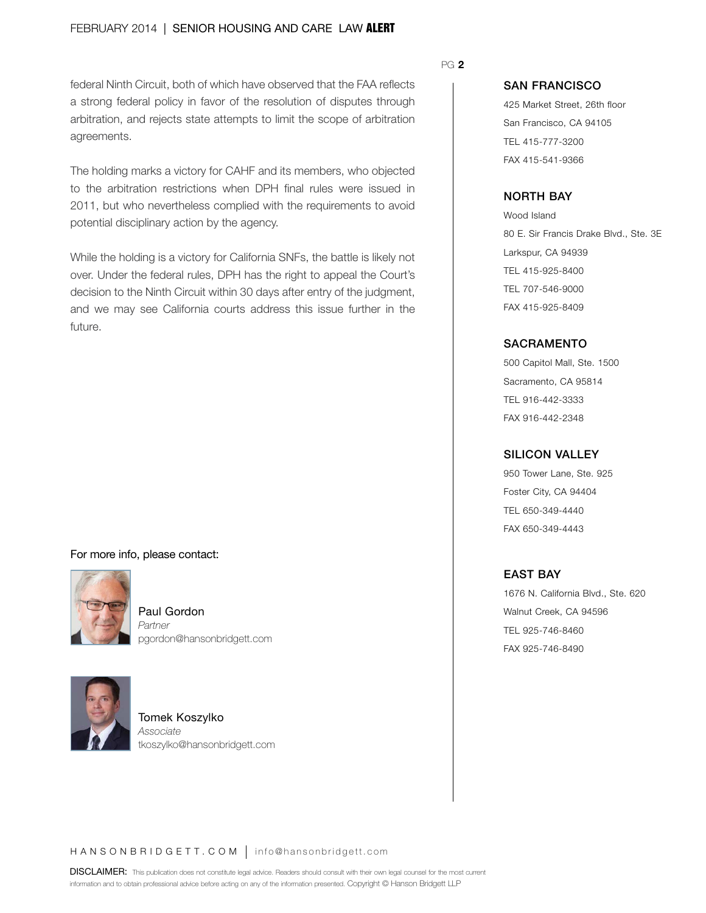federal Ninth Circuit, both of which have observed that the FAA reflects a strong federal policy in favor of the resolution of disputes through arbitration, and rejects state attempts to limit the scope of arbitration agreements.

The holding marks a victory for CAHF and its members, who objected to the arbitration restrictions when DPH final rules were issued in 2011, but who nevertheless complied with the requirements to avoid potential disciplinary action by the agency.

While the holding is a victory for California SNFs, the battle is likely not over. Under the federal rules, DPH has the right to appeal the Court's decision to the Ninth Circuit within 30 days after entry of the judgment, and we may see California courts address this issue further in the future.

For more info, please contact:

Paul Gordon
*Partner*
pgordon@hansonbridgett.com

Tomek Koszylko
*Associate*
tkoszylko@hansonbridgett.com

### SAN FRANCISCO

425 Market Street, 26th floor
San Francisco, CA 94105
TEL 415-777-3200
FAX 415-541-9366

### NORTH BAY

Wood Island
80 E. Sir Francis Drake Blvd., Ste. 3E
Larkspur, CA 94939
TEL 415-925-8400
TEL 707-546-9000
FAX 415-925-8409

### SACRAMENTO

500 Capitol Mall, Ste. 1500
Sacramento, CA 95814
TEL 916-442-3333
FAX 916-442-2348

### SILICON VALLEY

950 Tower Lane, Ste. 925
Foster City, CA 94404
TEL 650-349-4440
FAX 650-349-4443

### EAST BAY

1676 N. California Blvd., Ste. 620
Walnut Creek, CA 94596
TEL 925-746-8460
FAX 925-746-8490

HANSONBRIDGETT.COM | info@hansonbridgett.com

DISCLAIMER: This publication does not constitute legal advice. Readers should consult with their own legal counsel for the most current information and to obtain professional advice before acting on any of the information presented. Copyright © Hanson Bridgett LLP